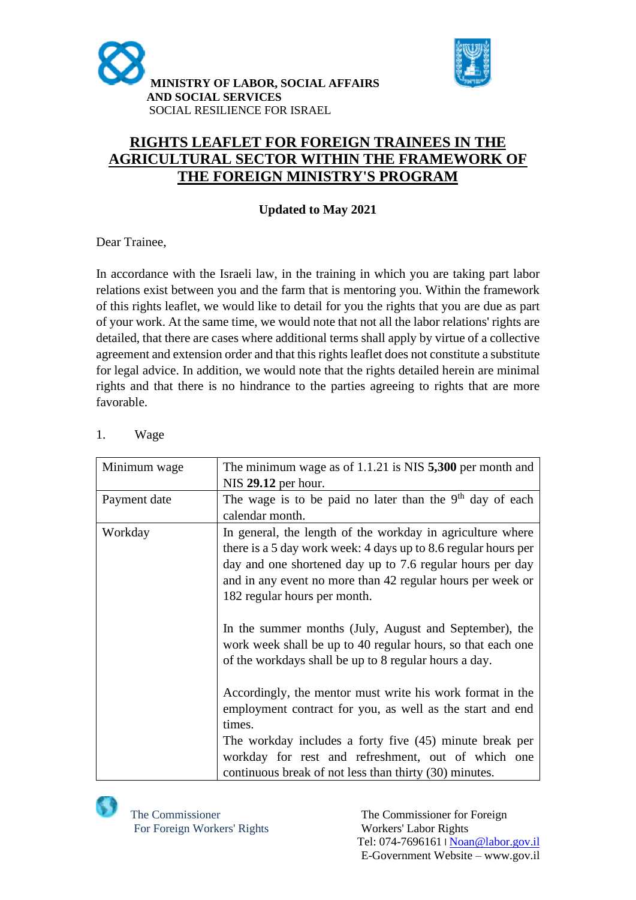MINISTRY OF LABOR, SOCIAL AFFAIRS AND SOCIAL SERVICES
SOCIAL RESILIENCE FOR ISRAEL

# RIGHTS LEAFLET FOR FOREIGN TRAINEES IN THE AGRICULTURAL SECTOR WITHIN THE FRAMEWORK OF THE FOREIGN MINISTRY'S PROGRAM

**Updated to May 2021**

Dear Trainee,

In accordance with the Israeli law, in the training in which you are taking part labor relations exist between you and the farm that is mentoring you. Within the framework of this rights leaflet, we would like to detail for you the rights that you are due as part of your work. At the same time, we would note that not all the labor relations' rights are detailed, that there are cases where additional terms shall apply by virtue of a collective agreement and extension order and that this rights leaflet does not constitute a substitute for legal advice. In addition, we would note that the rights detailed herein are minimal rights and that there is no hindrance to the parties agreeing to rights that are more favorable.

1. Wage

| | |
|---|---|
| Minimum wage | The minimum wage as of 1.1.21 is NIS **5,300** per month and NIS **29.12** per hour. |
| Payment date | The wage is to be paid no later than the 9th day of each calendar month. |
| Workday | In general, the length of the workday in agriculture where there is a 5 day work week: 4 days up to 8.6 regular hours per day and one shortened day up to 7.6 regular hours per day and in any event no more than 42 regular hours per week or 182 regular hours per month.<br><br>In the summer months (July, August and September), the work week shall be up to 40 regular hours, so that each one of the workdays shall be up to 8 regular hours a day.<br><br>Accordingly, the mentor must write his work format in the employment contract for you, as well as the start and end times.<br>The workday includes a forty five (45) minute break per workday for rest and refreshment, out of which one continuous break of not less than thirty (30) minutes. |

The Commissioner For Foreign Workers' Rights

The Commissioner for Foreign Workers' Labor Rights
Tel: 074-7696161 | Noan@labor.gov.il
E-Government Website – www.gov.il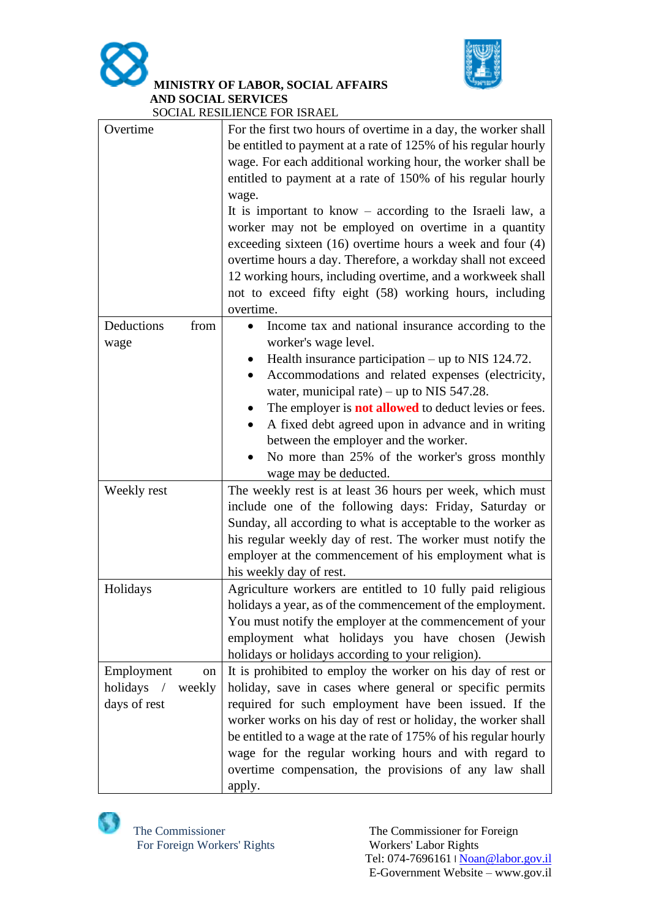| | |
|---|---|
| Overtime | For the first two hours of overtime in a day, the worker shall be entitled to payment at a rate of 125% of his regular hourly wage. For each additional working hour, the worker shall be entitled to payment at a rate of 150% of his regular hourly wage.<br>It is important to know – according to the Israeli law, a worker may not be employed on overtime in a quantity exceeding sixteen (16) overtime hours a week and four (4) overtime hours a day. Therefore, a workday shall not exceed 12 working hours, including overtime, and a workweek shall not to exceed fifty eight (58) working hours, including overtime. |
| Deductions from wage | • Income tax and national insurance according to the worker's wage level.<br>• Health insurance participation – up to NIS 124.72.<br>• Accommodations and related expenses (electricity, water, municipal rate) – up to NIS 547.28.<br>• The employer is **not allowed** to deduct levies or fees.<br>• A fixed debt agreed upon in advance and in writing between the employer and the worker.<br>• No more than 25% of the worker's gross monthly wage may be deducted. |
| Weekly rest | The weekly rest is at least 36 hours per week, which must include one of the following days: Friday, Saturday or Sunday, all according to what is acceptable to the worker as his regular weekly day of rest. The worker must notify the employer at the commencement of his employment what is his weekly day of rest. |
| Holidays | Agriculture workers are entitled to 10 fully paid religious holidays a year, as of the commencement of the employment. You must notify the employer at the commencement of your employment what holidays you have chosen (Jewish holidays or holidays according to your religion). |
| Employment on holidays / weekly days of rest | It is prohibited to employ the worker on his day of rest or holiday, save in cases where general or specific permits required for such employment have been issued. If the worker works on his day of rest or holiday, the worker shall be entitled to a wage at the rate of 175% of his regular hourly wage for the regular working hours and with regard to overtime compensation, the provisions of any law shall apply. |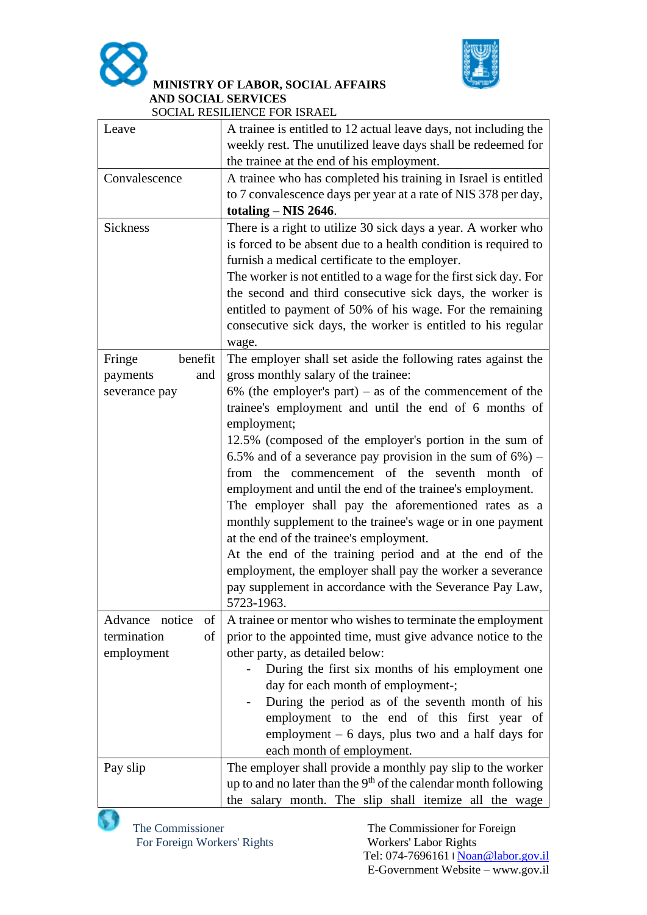| | |
|---|---|
| Leave | A trainee is entitled to 12 actual leave days, not including the weekly rest. The unutilized leave days shall be redeemed for the trainee at the end of his employment. |
| Convalescence | A trainee who has completed his training in Israel is entitled to 7 convalescence days per year at a rate of NIS 378 per day, **totaling – NIS 2646**. |
| Sickness | There is a right to utilize 30 sick days a year. A worker who is forced to be absent due to a health condition is required to furnish a medical certificate to the employer.<br>The worker is not entitled to a wage for the first sick day. For the second and third consecutive sick days, the worker is entitled to payment of 50% of his wage. For the remaining consecutive sick days, the worker is entitled to his regular wage. |
| Fringe benefit payments and severance pay | The employer shall set aside the following rates against the gross monthly salary of the trainee:<br>6% (the employer's part) – as of the commencement of the trainee's employment and until the end of 6 months of employment;<br>12.5% (composed of the employer's portion in the sum of 6.5% and of a severance pay provision in the sum of 6%) – from the commencement of the seventh month of employment and until the end of the trainee's employment.<br>The employer shall pay the aforementioned rates as a monthly supplement to the trainee's wage or in one payment at the end of the trainee's employment.<br>At the end of the training period and at the end of the employment, the employer shall pay the worker a severance pay supplement in accordance with the Severance Pay Law, 5723-1963. |
| Advance notice of termination of employment | A trainee or mentor who wishes to terminate the employment prior to the appointed time, must give advance notice to the other party, as detailed below:<br>- During the first six months of his employment one day for each month of employment-;<br>- During the period as of the seventh month of his employment to the end of this first year of employment – 6 days, plus two and a half days for each month of employment. |
| Pay slip | The employer shall provide a monthly pay slip to the worker up to and no later than the 9th of the calendar month following the salary month. The slip shall itemize all the wage |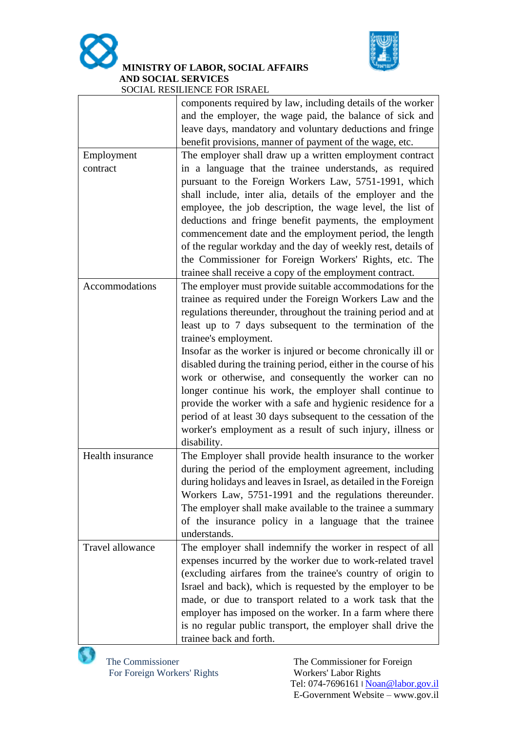| | |
|---|---|
| | components required by law, including details of the worker and the employer, the wage paid, the balance of sick and leave days, mandatory and voluntary deductions and fringe benefit provisions, manner of payment of the wage, etc. |
| Employment contract | The employer shall draw up a written employment contract in a language that the trainee understands, as required pursuant to the Foreign Workers Law, 5751-1991, which shall include, inter alia, details of the employer and the employee, the job description, the wage level, the list of deductions and fringe benefit payments, the employment commencement date and the employment period, the length of the regular workday and the day of weekly rest, details of the Commissioner for Foreign Workers' Rights, etc. The trainee shall receive a copy of the employment contract. |
| Accommodations | The employer must provide suitable accommodations for the trainee as required under the Foreign Workers Law and the regulations thereunder, throughout the training period and at least up to 7 days subsequent to the termination of the trainee's employment.<br>Insofar as the worker is injured or become chronically ill or disabled during the training period, either in the course of his work or otherwise, and consequently the worker can no longer continue his work, the employer shall continue to provide the worker with a safe and hygienic residence for a period of at least 30 days subsequent to the cessation of the worker's employment as a result of such injury, illness or disability. |
| Health insurance | The Employer shall provide health insurance to the worker during the period of the employment agreement, including during holidays and leaves in Israel, as detailed in the Foreign Workers Law, 5751-1991 and the regulations thereunder. The employer shall make available to the trainee a summary of the insurance policy in a language that the trainee understands. |
| Travel allowance | The employer shall indemnify the worker in respect of all expenses incurred by the worker due to work-related travel (excluding airfares from the trainee's country of origin to Israel and back), which is requested by the employer to be made, or due to transport related to a work task that the employer has imposed on the worker. In a farm where there is no regular public transport, the employer shall drive the trainee back and forth. |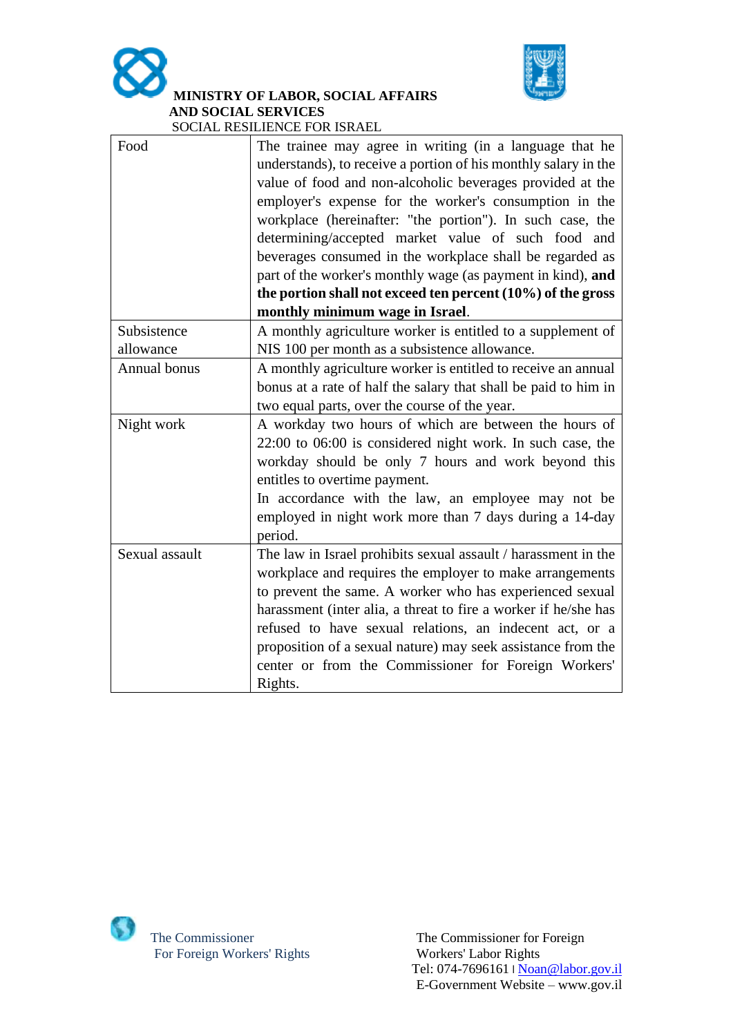| | |
|---|---|
| Food | The trainee may agree in writing (in a language that he understands), to receive a portion of his monthly salary in the value of food and non-alcoholic beverages provided at the employer's expense for the worker's consumption in the workplace (hereinafter: "the portion"). In such case, the determining/accepted market value of such food and beverages consumed in the workplace shall be regarded as part of the worker's monthly wage (as payment in kind), **and the portion shall not exceed ten percent (10%) of the gross monthly minimum wage in Israel**. |
| Subsistence allowance | A monthly agriculture worker is entitled to a supplement of NIS 100 per month as a subsistence allowance. |
| Annual bonus | A monthly agriculture worker is entitled to receive an annual bonus at a rate of half the salary that shall be paid to him in two equal parts, over the course of the year. |
| Night work | A workday two hours of which are between the hours of 22:00 to 06:00 is considered night work. In such case, the workday should be only 7 hours and work beyond this entitles to overtime payment.<br>In accordance with the law, an employee may not be employed in night work more than 7 days during a 14-day period. |
| Sexual assault | The law in Israel prohibits sexual assault / harassment in the workplace and requires the employer to make arrangements to prevent the same. A worker who has experienced sexual harassment (inter alia, a threat to fire a worker if he/she has refused to have sexual relations, an indecent act, or a proposition of a sexual nature) may seek assistance from the center or from the Commissioner for Foreign Workers' Rights. |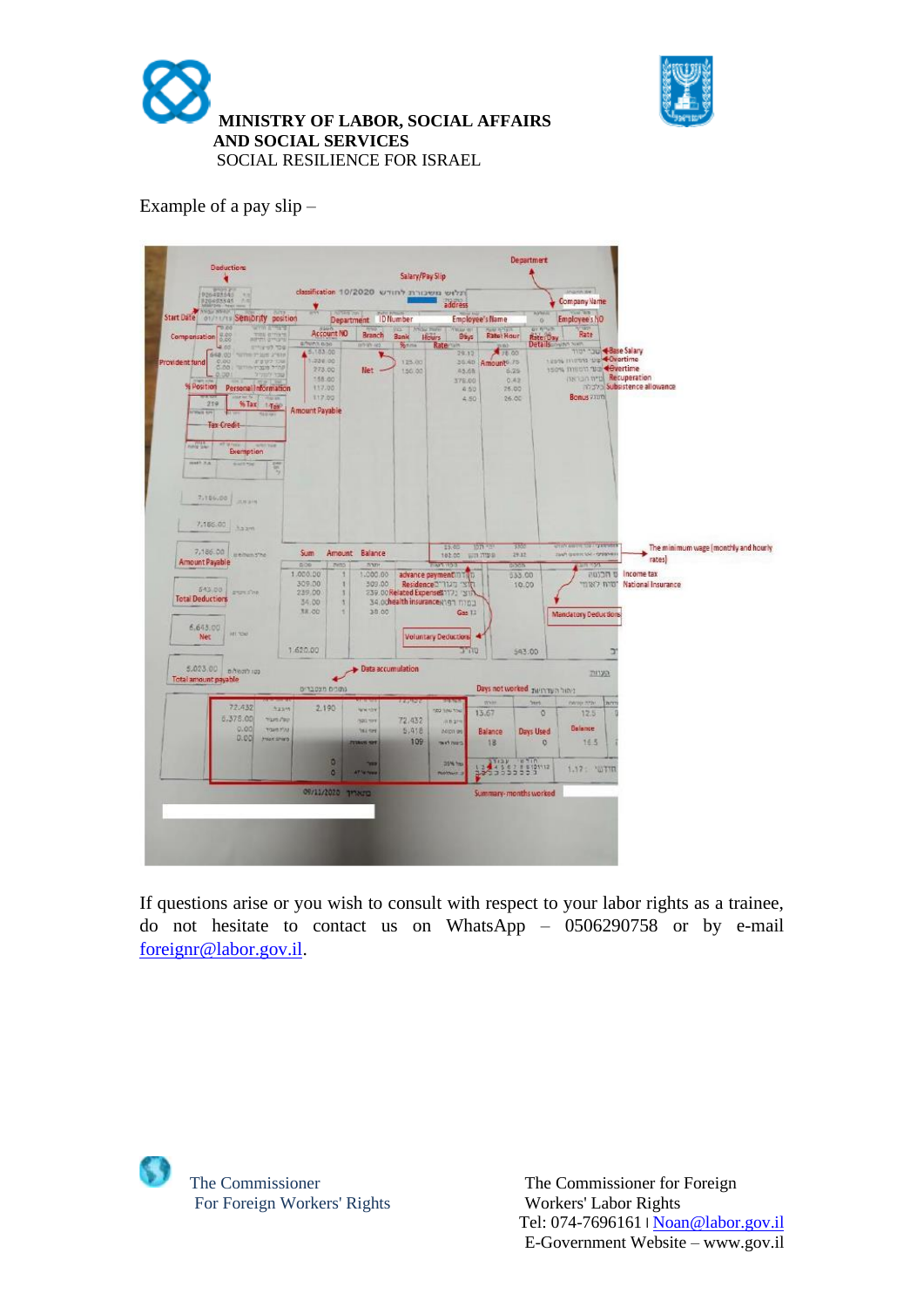**MINISTRY OF LABOR, SOCIAL AFFAIRS AND SOCIAL SERVICES**
SOCIAL RESILIENCE FOR ISRAEL

Example of a pay slip –

Deductions
Salary/Pay Slip
Department
classification
address
Company Name
Start Date
Seniority
position
Department
ID Number
Employee's Name
Employee's NO
Compensation
Account NO
Branch
Bank
Hours
Days
Rate/Hour
Rate/Day
Rate
Details
Rate
Amount
Base Salary
Overtime
Provident fund
Net
Overtime
Recuperation
Subsistence allowance
Bonus
% Position
Personal Information
% Tax
Tax
Amount Payable
Tax Credit
Exemption
Amount Payable
Sum
Amount
Balance
The minimum wage (monthly and hourly rates)
advance payment
Residence
Related Expenses
health insurance
Gas
Income tax
National Insurance
Total Deductions
Mandatory Deductions
Net
Voluntary Deductions
Total amount payable
Data accumulation
Days not worked
Balance
Days Used
Balance
Summary- months worked

If questions arise or you wish to consult with respect to your labor rights as a trainee, do not hesitate to contact us on WhatsApp – 0506290758 or by e-mail foreignr@labor.gov.il.

The Commissioner
For Foreign Workers' Rights

The Commissioner for Foreign Workers' Labor Rights
Tel: 074-7696161 | Noan@labor.gov.il
E-Government Website – www.gov.il